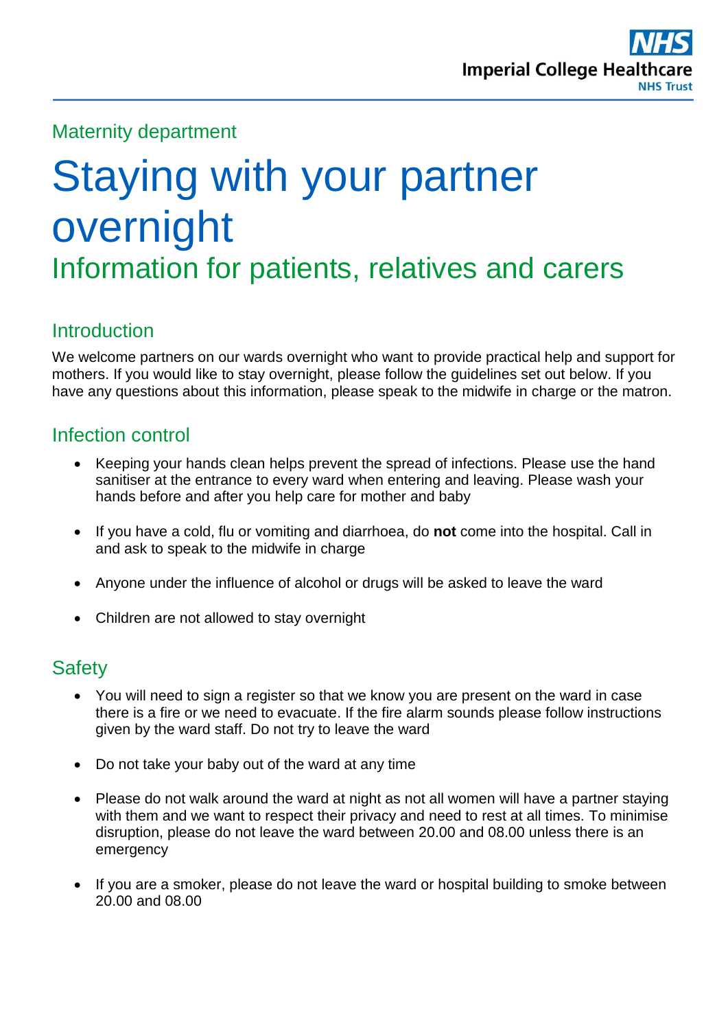Imperial College Healthcare NHS Trust

Maternity department

# Staying with your partner overnight

## Information for patients, relatives and carers

### Introduction

We welcome partners on our wards overnight who want to provide practical help and support for mothers. If you would like to stay overnight, please follow the guidelines set out below. If you have any questions about this information, please speak to the midwife in charge or the matron.

### Infection control

- Keeping your hands clean helps prevent the spread of infections. Please use the hand sanitiser at the entrance to every ward when entering and leaving. Please wash your hands before and after you help care for mother and baby

- If you have a cold, flu or vomiting and diarrhoea, do **not** come into the hospital. Call in and ask to speak to the midwife in charge

- Anyone under the influence of alcohol or drugs will be asked to leave the ward

- Children are not allowed to stay overnight

### Safety

- You will need to sign a register so that we know you are present on the ward in case there is a fire or we need to evacuate. If the fire alarm sounds please follow instructions given by the ward staff. Do not try to leave the ward

- Do not take your baby out of the ward at any time

- Please do not walk around the ward at night as not all women will have a partner staying with them and we want to respect their privacy and need to rest at all times. To minimise disruption, please do not leave the ward between 20.00 and 08.00 unless there is an emergency

- If you are a smoker, please do not leave the ward or hospital building to smoke between 20.00 and 08.00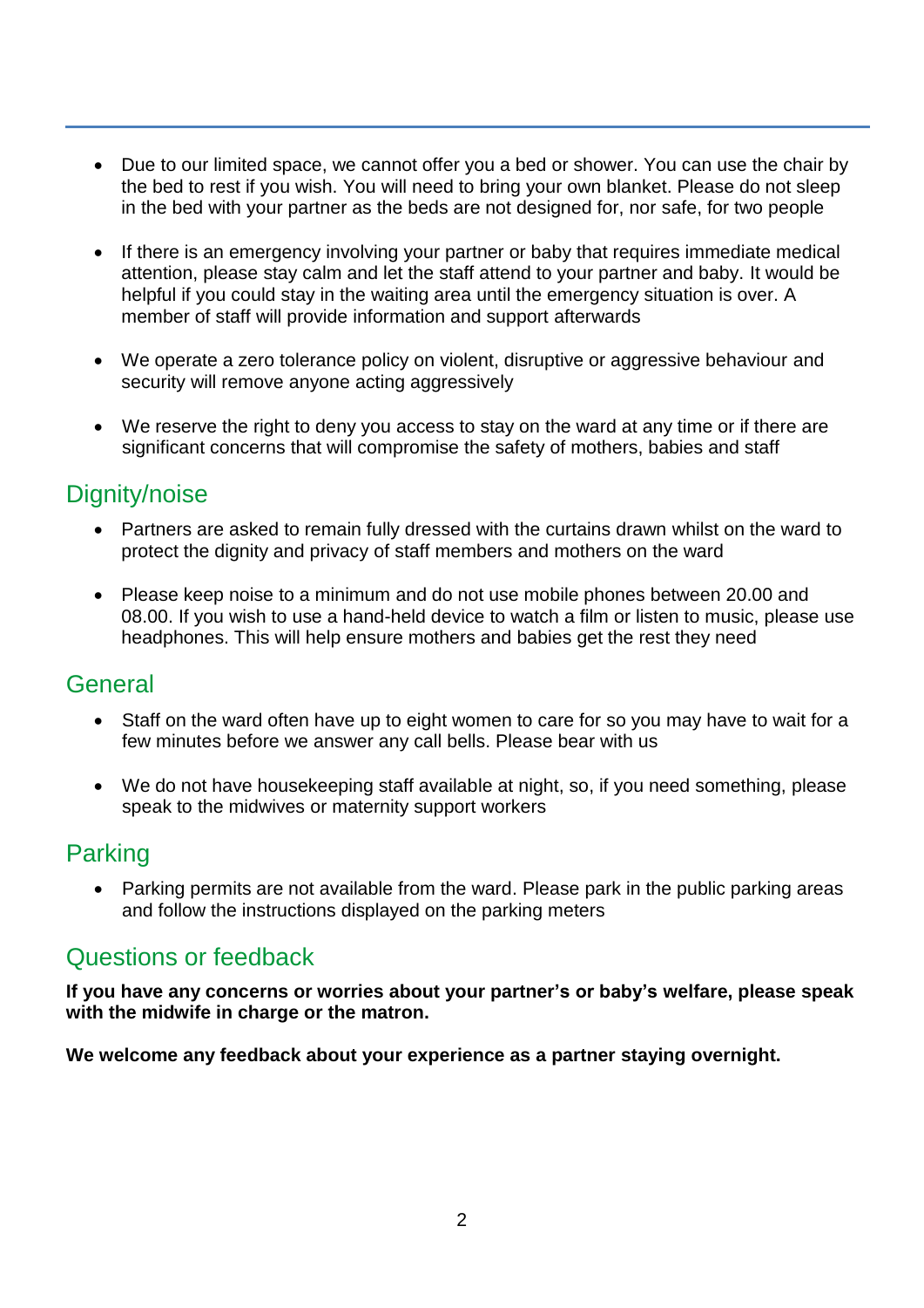- Due to our limited space, we cannot offer you a bed or shower. You can use the chair by the bed to rest if you wish. You will need to bring your own blanket. Please do not sleep in the bed with your partner as the beds are not designed for, nor safe, for two people

- If there is an emergency involving your partner or baby that requires immediate medical attention, please stay calm and let the staff attend to your partner and baby. It would be helpful if you could stay in the waiting area until the emergency situation is over. A member of staff will provide information and support afterwards

- We operate a zero tolerance policy on violent, disruptive or aggressive behaviour and security will remove anyone acting aggressively

- We reserve the right to deny you access to stay on the ward at any time or if there are significant concerns that will compromise the safety of mothers, babies and staff

## Dignity/noise

- Partners are asked to remain fully dressed with the curtains drawn whilst on the ward to protect the dignity and privacy of staff members and mothers on the ward

- Please keep noise to a minimum and do not use mobile phones between 20.00 and 08.00. If you wish to use a hand-held device to watch a film or listen to music, please use headphones. This will help ensure mothers and babies get the rest they need

## General

- Staff on the ward often have up to eight women to care for so you may have to wait for a few minutes before we answer any call bells. Please bear with us

- We do not have housekeeping staff available at night, so, if you need something, please speak to the midwives or maternity support workers

## Parking

- Parking permits are not available from the ward. Please park in the public parking areas and follow the instructions displayed on the parking meters

## Questions or feedback

**If you have any concerns or worries about your partner's or baby's welfare, please speak with the midwife in charge or the matron.**

**We welcome any feedback about your experience as a partner staying overnight.**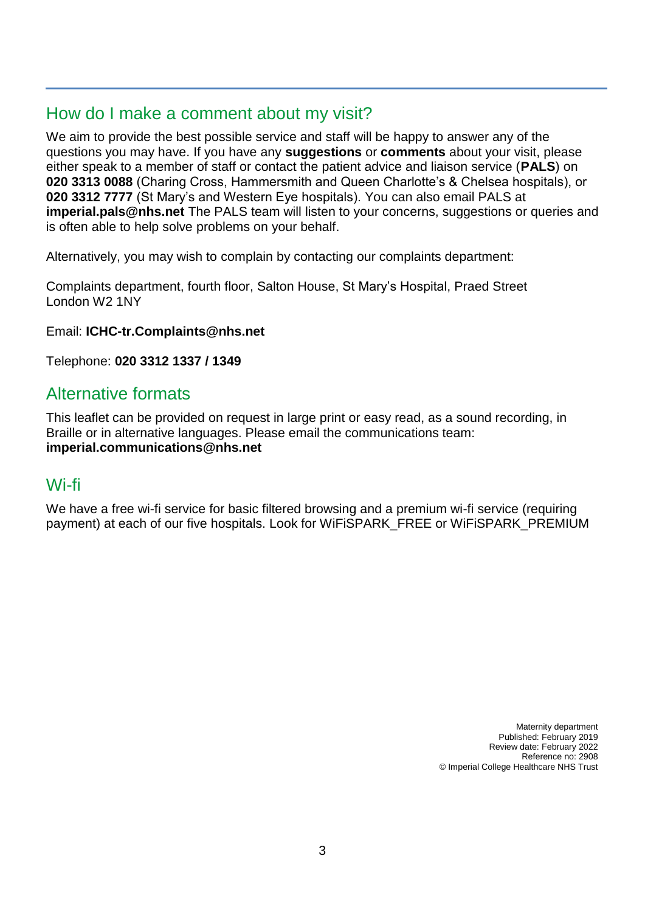## How do I make a comment about my visit?

We aim to provide the best possible service and staff will be happy to answer any of the questions you may have. If you have any **suggestions** or **comments** about your visit, please either speak to a member of staff or contact the patient advice and liaison service (**PALS**) on **020 3313 0088** (Charing Cross, Hammersmith and Queen Charlotte's & Chelsea hospitals), or **020 3312 7777** (St Mary's and Western Eye hospitals). You can also email PALS at **imperial.pals@nhs.net** The PALS team will listen to your concerns, suggestions or queries and is often able to help solve problems on your behalf.

Alternatively, you may wish to complain by contacting our complaints department:

Complaints department, fourth floor, Salton House, St Mary's Hospital, Praed Street
London W2 1NY

Email: **ICHC-tr.Complaints@nhs.net**

Telephone: **020 3312 1337 / 1349**

## Alternative formats

This leaflet can be provided on request in large print or easy read, as a sound recording, in Braille or in alternative languages. Please email the communications team: **imperial.communications@nhs.net**

## Wi-fi

We have a free wi-fi service for basic filtered browsing and a premium wi-fi service (requiring payment) at each of our five hospitals. Look for WiFiSPARK_FREE or WiFiSPARK_PREMIUM

Maternity department
Published: February 2019
Review date: February 2022
Reference no: 2908
© Imperial College Healthcare NHS Trust